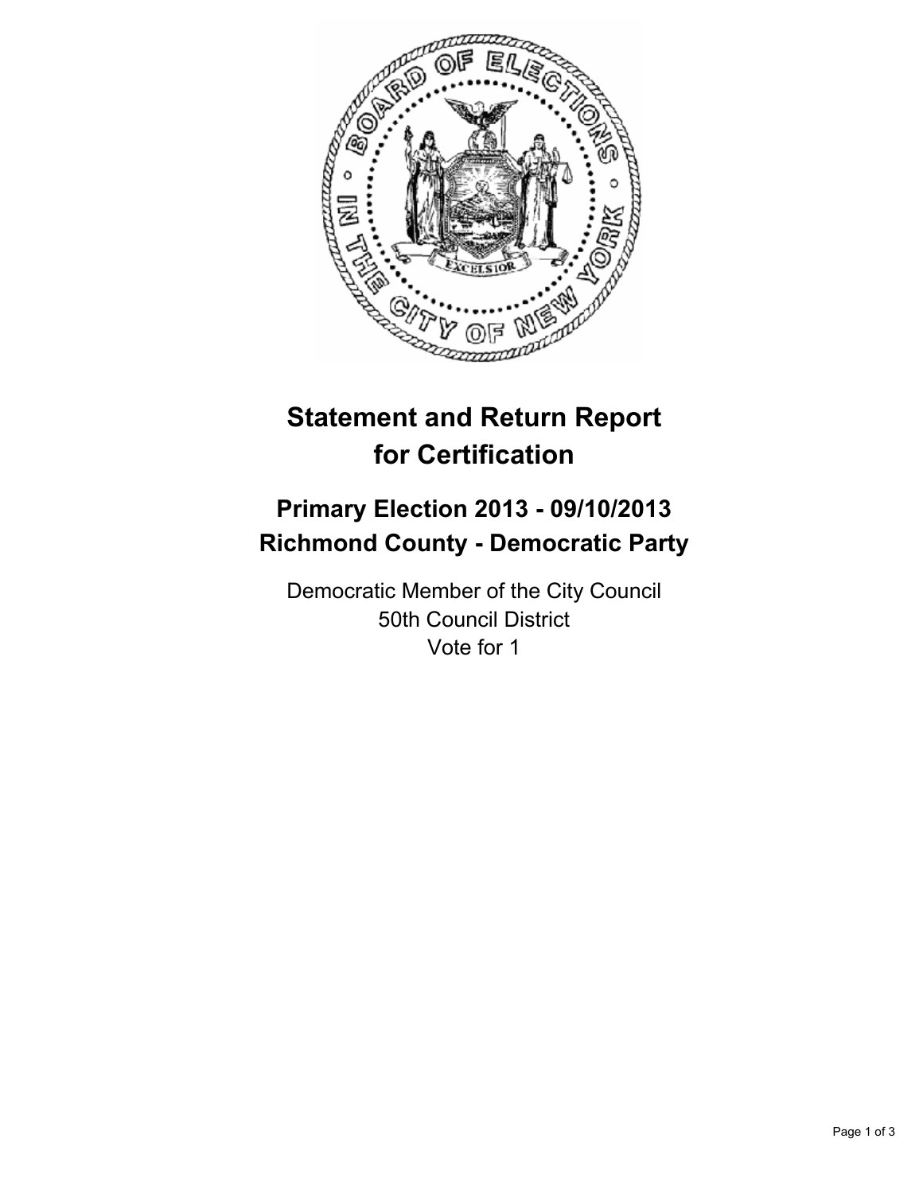# Statement and Return Report for Certification

## Primary Election 2013 - 09/10/2013
## Richmond County - Democratic Party

Democratic Member of the City Council
50th Council District
Vote for 1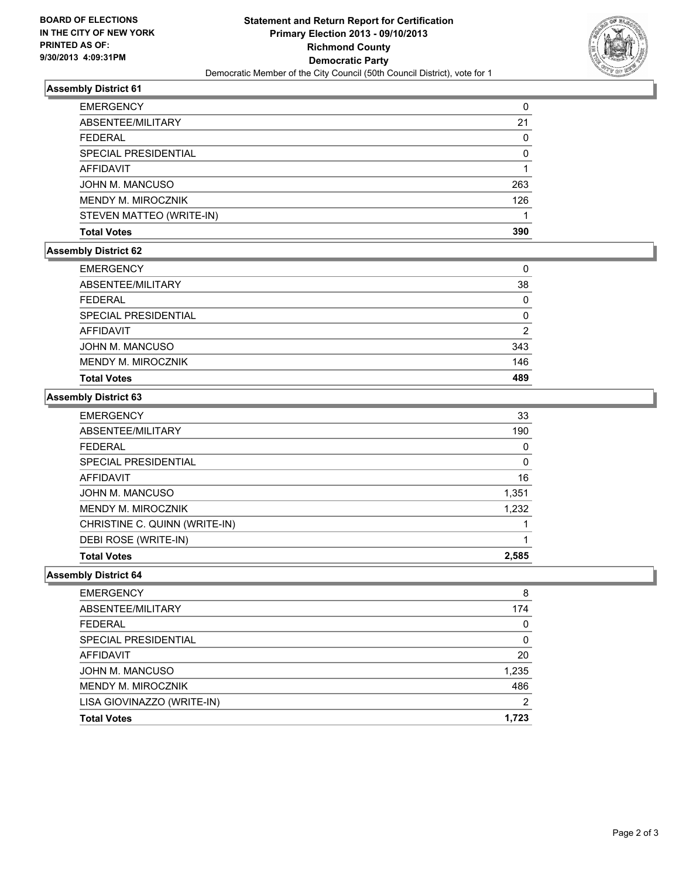**BOARD OF ELECTIONS IN THE CITY OF NEW YORK PRINTED AS OF: 9/30/2013 4:09:31PM**

# Statement and Return Report for Certification
## Primary Election 2013 - 09/10/2013
## Richmond County
## Democratic Party

Democratic Member of the City Council (50th Council District), vote for 1

### Assembly District 61

| | |
|---|---|
| EMERGENCY | 0 |
| ABSENTEE/MILITARY | 21 |
| FEDERAL | 0 |
| SPECIAL PRESIDENTIAL | 0 |
| AFFIDAVIT | 1 |
| JOHN M. MANCUSO | 263 |
| MENDY M. MIROCZNIK | 126 |
| STEVEN MATTEO (WRITE-IN) | 1 |
| **Total Votes** | **390** |

### Assembly District 62

| | |
|---|---|
| EMERGENCY | 0 |
| ABSENTEE/MILITARY | 38 |
| FEDERAL | 0 |
| SPECIAL PRESIDENTIAL | 0 |
| AFFIDAVIT | 2 |
| JOHN M. MANCUSO | 343 |
| MENDY M. MIROCZNIK | 146 |
| **Total Votes** | **489** |

### Assembly District 63

| | |
|---|---|
| EMERGENCY | 33 |
| ABSENTEE/MILITARY | 190 |
| FEDERAL | 0 |
| SPECIAL PRESIDENTIAL | 0 |
| AFFIDAVIT | 16 |
| JOHN M. MANCUSO | 1,351 |
| MENDY M. MIROCZNIK | 1,232 |
| CHRISTINE C. QUINN (WRITE-IN) | 1 |
| DEBI ROSE (WRITE-IN) | 1 |
| **Total Votes** | **2,585** |

### Assembly District 64

| | |
|---|---|
| EMERGENCY | 8 |
| ABSENTEE/MILITARY | 174 |
| FEDERAL | 0 |
| SPECIAL PRESIDENTIAL | 0 |
| AFFIDAVIT | 20 |
| JOHN M. MANCUSO | 1,235 |
| MENDY M. MIROCZNIK | 486 |
| LISA GIOVINAZZO (WRITE-IN) | 2 |
| **Total Votes** | **1,723** |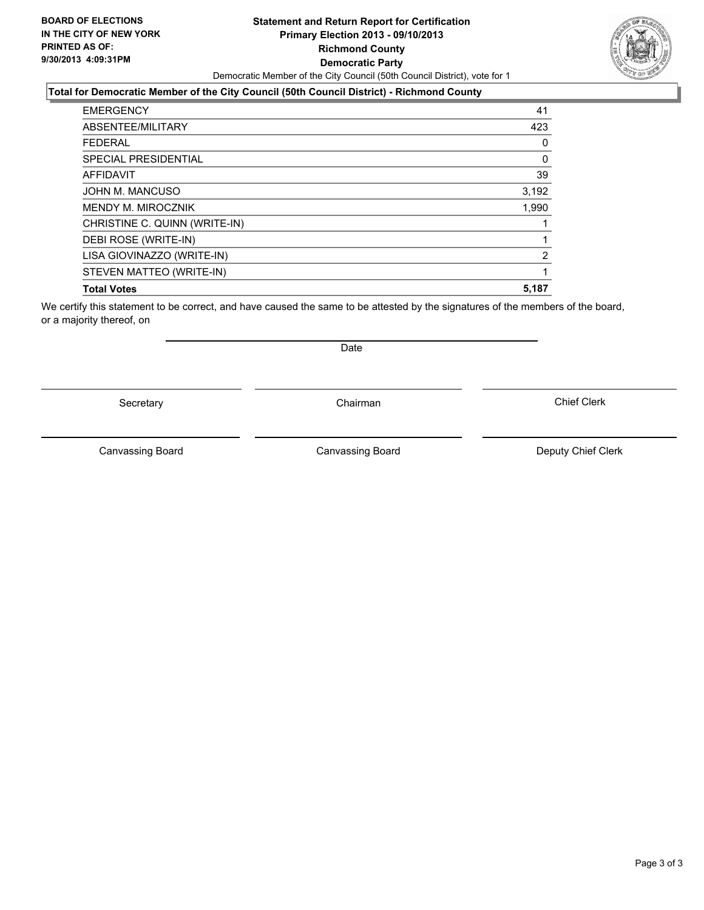**BOARD OF ELECTIONS IN THE CITY OF NEW YORK PRINTED AS OF: 9/30/2013 4:09:31PM**

**Statement and Return Report for Certification**
**Primary Election 2013 - 09/10/2013**
**Richmond County**
**Democratic Party**

Democratic Member of the City Council (50th Council District), vote for 1

**Total for Democratic Member of the City Council (50th Council District) - Richmond County**

| | |
|---|---|
| EMERGENCY | 41 |
| ABSENTEE/MILITARY | 423 |
| FEDERAL | 0 |
| SPECIAL PRESIDENTIAL | 0 |
| AFFIDAVIT | 39 |
| JOHN M. MANCUSO | 3,192 |
| MENDY M. MIROCZNIK | 1,990 |
| CHRISTINE C. QUINN (WRITE-IN) | 1 |
| DEBI ROSE (WRITE-IN) | 1 |
| LISA GIOVINAZZO (WRITE-IN) | 2 |
| STEVEN MATTEO (WRITE-IN) | 1 |
| **Total Votes** | **5,187** |

We certify this statement to be correct, and have caused the same to be attested by the signatures of the members of the board, or a majority thereof, on

Date

Secretary

Chairman

Chief Clerk

Canvassing Board

Canvassing Board

Deputy Chief Clerk